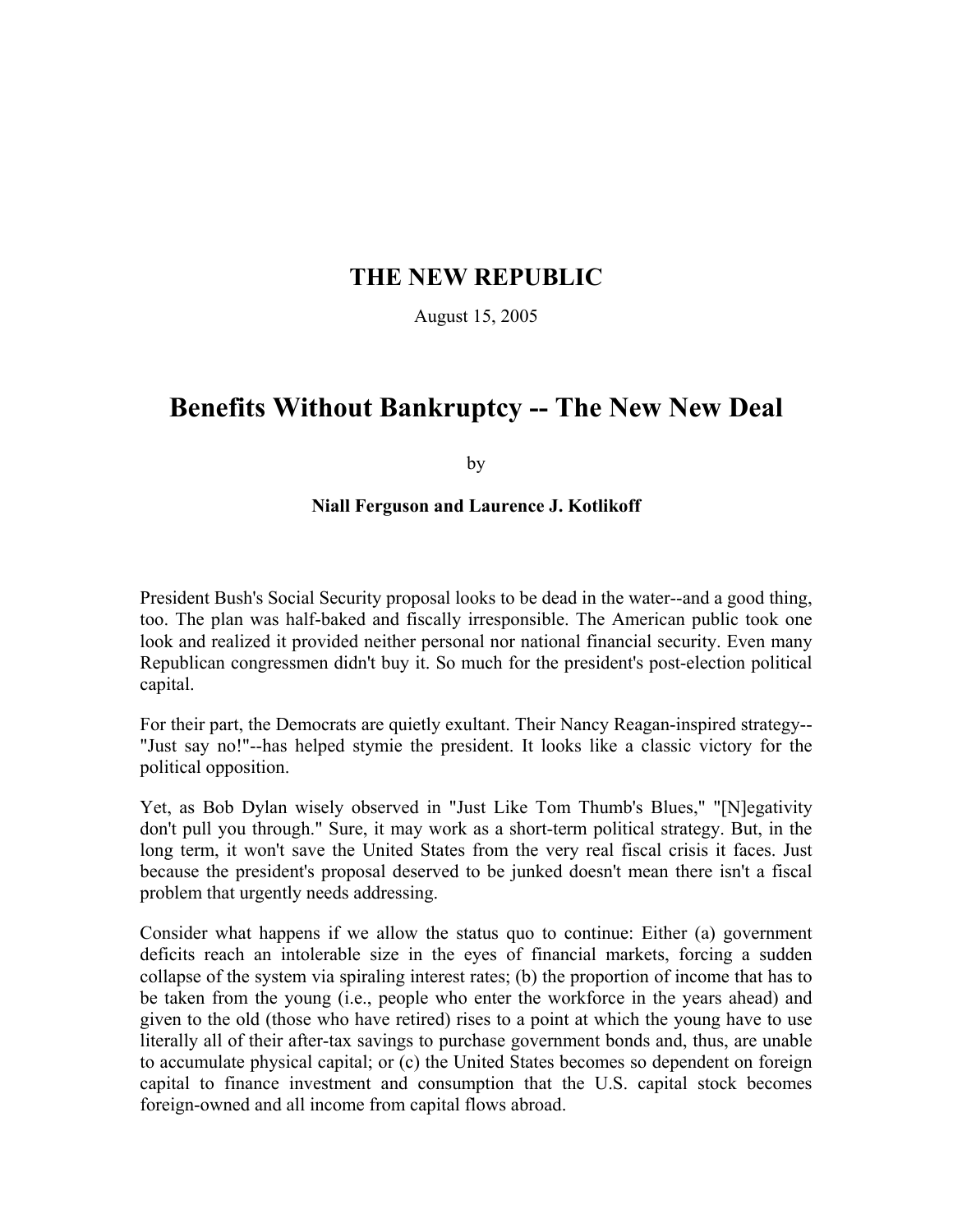# THE NEW REPUBLIC

August 15, 2005

# Benefits Without Bankruptcy -- The New New Deal

by

**Niall Ferguson and Laurence J. Kotlikoff**

President Bush's Social Security proposal looks to be dead in the water--and a good thing, too. The plan was half-baked and fiscally irresponsible. The American public took one look and realized it provided neither personal nor national financial security. Even many Republican congressmen didn't buy it. So much for the president's post-election political capital.

For their part, the Democrats are quietly exultant. Their Nancy Reagan-inspired strategy--"Just say no!"--has helped stymie the president. It looks like a classic victory for the political opposition.

Yet, as Bob Dylan wisely observed in "Just Like Tom Thumb's Blues," "[N]egativity don't pull you through." Sure, it may work as a short-term political strategy. But, in the long term, it won't save the United States from the very real fiscal crisis it faces. Just because the president's proposal deserved to be junked doesn't mean there isn't a fiscal problem that urgently needs addressing.

Consider what happens if we allow the status quo to continue: Either (a) government deficits reach an intolerable size in the eyes of financial markets, forcing a sudden collapse of the system via spiraling interest rates; (b) the proportion of income that has to be taken from the young (i.e., people who enter the workforce in the years ahead) and given to the old (those who have retired) rises to a point at which the young have to use literally all of their after-tax savings to purchase government bonds and, thus, are unable to accumulate physical capital; or (c) the United States becomes so dependent on foreign capital to finance investment and consumption that the U.S. capital stock becomes foreign-owned and all income from capital flows abroad.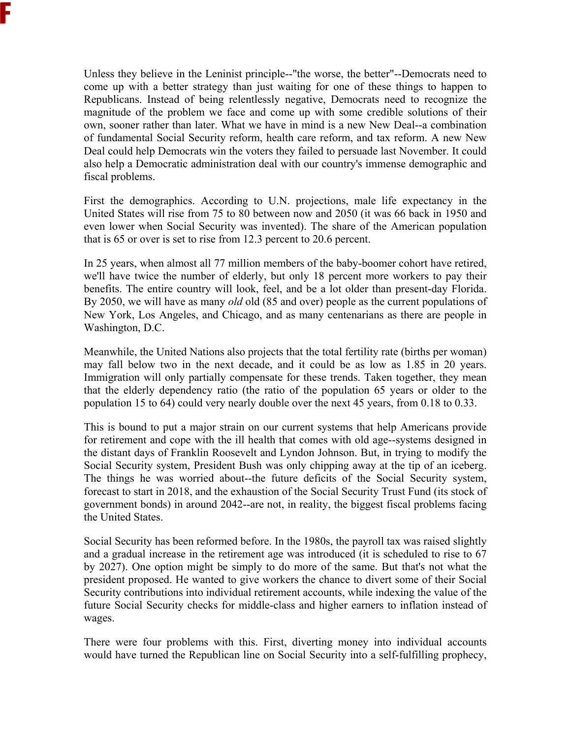Unless they believe in the Leninist principle--"the worse, the better"--Democrats need to come up with a better strategy than just waiting for one of these things to happen to Republicans. Instead of being relentlessly negative, Democrats need to recognize the magnitude of the problem we face and come up with some credible solutions of their own, sooner rather than later. What we have in mind is a new New Deal--a combination of fundamental Social Security reform, health care reform, and tax reform. A new New Deal could help Democrats win the voters they failed to persuade last November. It could also help a Democratic administration deal with our country's immense demographic and fiscal problems.

First the demographics. According to U.N. projections, male life expectancy in the United States will rise from 75 to 80 between now and 2050 (it was 66 back in 1950 and even lower when Social Security was invented). The share of the American population that is 65 or over is set to rise from 12.3 percent to 20.6 percent.

In 25 years, when almost all 77 million members of the baby-boomer cohort have retired, we'll have twice the number of elderly, but only 18 percent more workers to pay their benefits. The entire country will look, feel, and be a lot older than present-day Florida. By 2050, we will have as many *old* old (85 and over) people as the current populations of New York, Los Angeles, and Chicago, and as many centenarians as there are people in Washington, D.C.

Meanwhile, the United Nations also projects that the total fertility rate (births per woman) may fall below two in the next decade, and it could be as low as 1.85 in 20 years. Immigration will only partially compensate for these trends. Taken together, they mean that the elderly dependency ratio (the ratio of the population 65 years or older to the population 15 to 64) could very nearly double over the next 45 years, from 0.18 to 0.33.

This is bound to put a major strain on our current systems that help Americans provide for retirement and cope with the ill health that comes with old age--systems designed in the distant days of Franklin Roosevelt and Lyndon Johnson. But, in trying to modify the Social Security system, President Bush was only chipping away at the tip of an iceberg. The things he was worried about--the future deficits of the Social Security system, forecast to start in 2018, and the exhaustion of the Social Security Trust Fund (its stock of government bonds) in around 2042--are not, in reality, the biggest fiscal problems facing the United States.

Social Security has been reformed before. In the 1980s, the payroll tax was raised slightly and a gradual increase in the retirement age was introduced (it is scheduled to rise to 67 by 2027). One option might be simply to do more of the same. But that's not what the president proposed. He wanted to give workers the chance to divert some of their Social Security contributions into individual retirement accounts, while indexing the value of the future Social Security checks for middle-class and higher earners to inflation instead of wages.

There were four problems with this. First, diverting money into individual accounts would have turned the Republican line on Social Security into a self-fulfilling prophecy,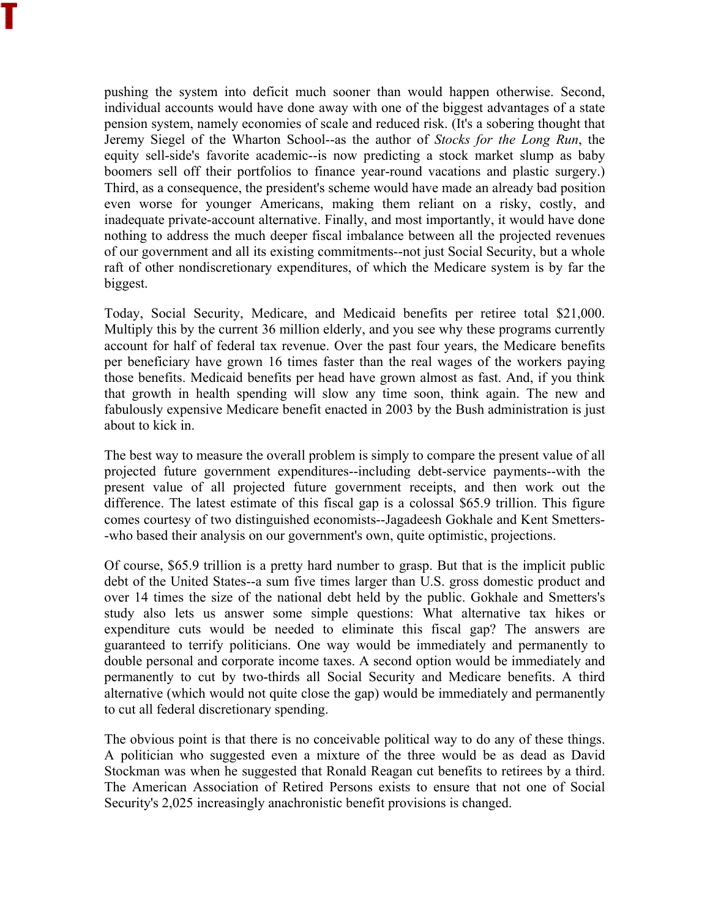pushing the system into deficit much sooner than would happen otherwise. Second, individual accounts would have done away with one of the biggest advantages of a state pension system, namely economies of scale and reduced risk. (It's a sobering thought that Jeremy Siegel of the Wharton School--as the author of *Stocks for the Long Run*, the equity sell-side's favorite academic--is now predicting a stock market slump as baby boomers sell off their portfolios to finance year-round vacations and plastic surgery.) Third, as a consequence, the president's scheme would have made an already bad position even worse for younger Americans, making them reliant on a risky, costly, and inadequate private-account alternative. Finally, and most importantly, it would have done nothing to address the much deeper fiscal imbalance between all the projected revenues of our government and all its existing commitments--not just Social Security, but a whole raft of other nondiscretionary expenditures, of which the Medicare system is by far the biggest.

Today, Social Security, Medicare, and Medicaid benefits per retiree total $21,000. Multiply this by the current 36 million elderly, and you see why these programs currently account for half of federal tax revenue. Over the past four years, the Medicare benefits per beneficiary have grown 16 times faster than the real wages of the workers paying those benefits. Medicaid benefits per head have grown almost as fast. And, if you think that growth in health spending will slow any time soon, think again. The new and fabulously expensive Medicare benefit enacted in 2003 by the Bush administration is just about to kick in.

The best way to measure the overall problem is simply to compare the present value of all projected future government expenditures--including debt-service payments--with the present value of all projected future government receipts, and then work out the difference. The latest estimate of this fiscal gap is a colossal $65.9 trillion. This figure comes courtesy of two distinguished economists--Jagadeesh Gokhale and Kent Smetters--who based their analysis on our government's own, quite optimistic, projections.

Of course, $65.9 trillion is a pretty hard number to grasp. But that is the implicit public debt of the United States--a sum five times larger than U.S. gross domestic product and over 14 times the size of the national debt held by the public. Gokhale and Smetters's study also lets us answer some simple questions: What alternative tax hikes or expenditure cuts would be needed to eliminate this fiscal gap? The answers are guaranteed to terrify politicians. One way would be immediately and permanently to double personal and corporate income taxes. A second option would be immediately and permanently to cut by two-thirds all Social Security and Medicare benefits. A third alternative (which would not quite close the gap) would be immediately and permanently to cut all federal discretionary spending.

The obvious point is that there is no conceivable political way to do any of these things. A politician who suggested even a mixture of the three would be as dead as David Stockman was when he suggested that Ronald Reagan cut benefits to retirees by a third. The American Association of Retired Persons exists to ensure that not one of Social Security's 2,025 increasingly anachronistic benefit provisions is changed.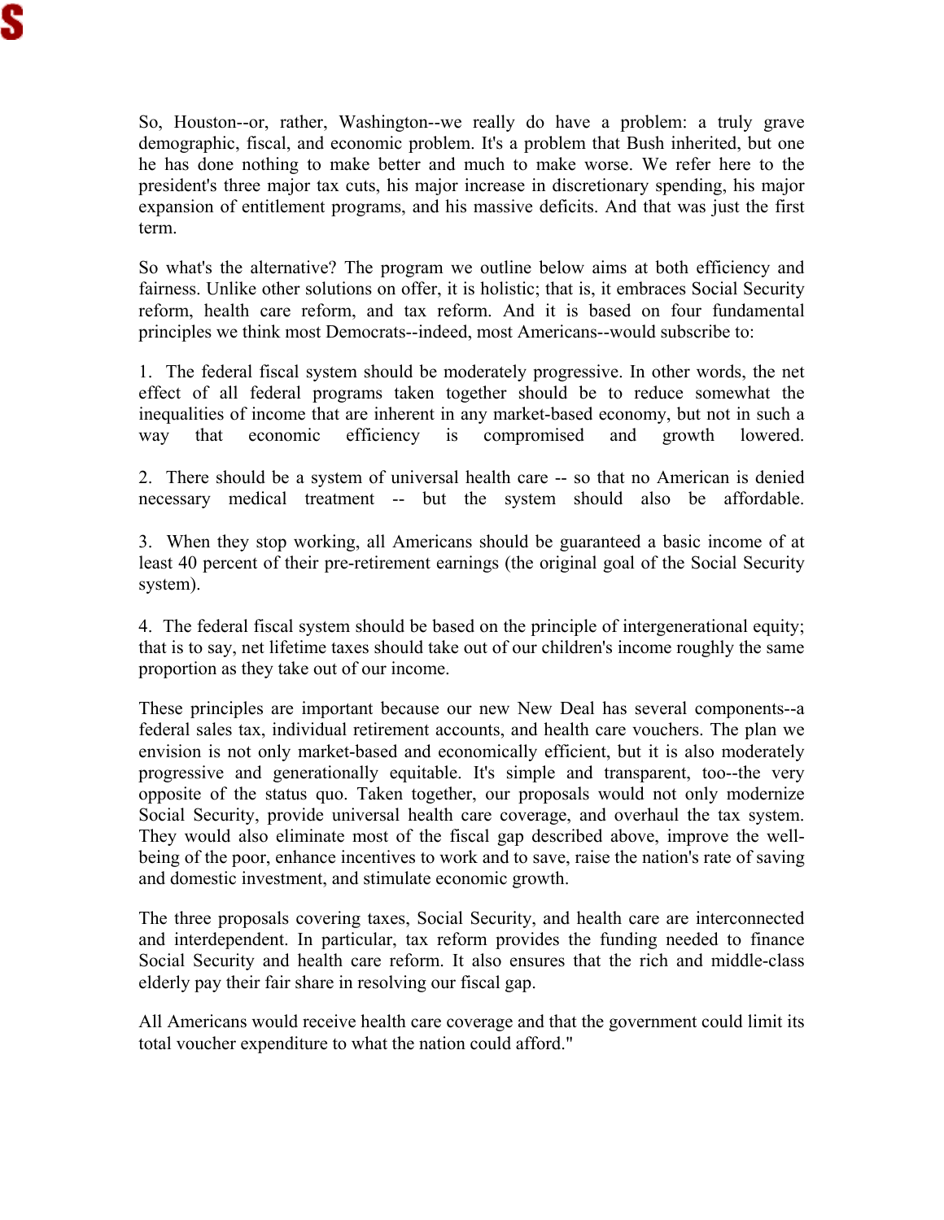So, Houston--or, rather, Washington--we really do have a problem: a truly grave demographic, fiscal, and economic problem. It's a problem that Bush inherited, but one he has done nothing to make better and much to make worse. We refer here to the president's three major tax cuts, his major increase in discretionary spending, his major expansion of entitlement programs, and his massive deficits. And that was just the first term.

So what's the alternative? The program we outline below aims at both efficiency and fairness. Unlike other solutions on offer, it is holistic; that is, it embraces Social Security reform, health care reform, and tax reform. And it is based on four fundamental principles we think most Democrats--indeed, most Americans--would subscribe to:

1. The federal fiscal system should be moderately progressive. In other words, the net effect of all federal programs taken together should be to reduce somewhat the inequalities of income that are inherent in any market-based economy, but not in such a way that economic efficiency is compromised and growth lowered.

2. There should be a system of universal health care -- so that no American is denied necessary medical treatment -- but the system should also be affordable.

3. When they stop working, all Americans should be guaranteed a basic income of at least 40 percent of their pre-retirement earnings (the original goal of the Social Security system).

4. The federal fiscal system should be based on the principle of intergenerational equity; that is to say, net lifetime taxes should take out of our children's income roughly the same proportion as they take out of our income.

These principles are important because our new New Deal has several components--a federal sales tax, individual retirement accounts, and health care vouchers. The plan we envision is not only market-based and economically efficient, but it is also moderately progressive and generationally equitable. It's simple and transparent, too--the very opposite of the status quo. Taken together, our proposals would not only modernize Social Security, provide universal health care coverage, and overhaul the tax system. They would also eliminate most of the fiscal gap described above, improve the well-being of the poor, enhance incentives to work and to save, raise the nation's rate of saving and domestic investment, and stimulate economic growth.

The three proposals covering taxes, Social Security, and health care are interconnected and interdependent. In particular, tax reform provides the funding needed to finance Social Security and health care reform. It also ensures that the rich and middle-class elderly pay their fair share in resolving our fiscal gap.

All Americans would receive health care coverage and that the government could limit its total voucher expenditure to what the nation could afford."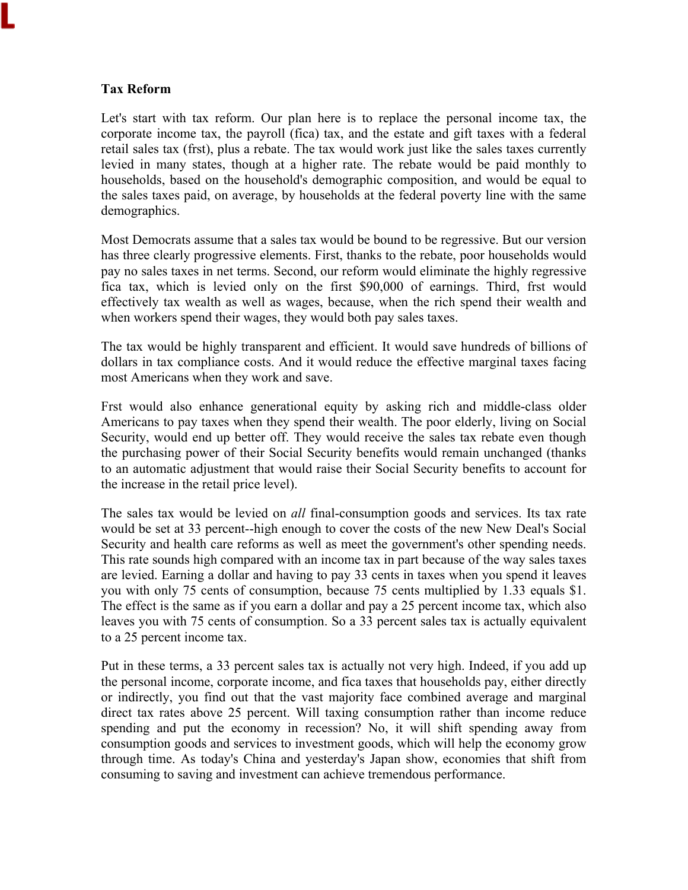**Tax Reform**

Let's start with tax reform. Our plan here is to replace the personal income tax, the corporate income tax, the payroll (fica) tax, and the estate and gift taxes with a federal retail sales tax (frst), plus a rebate. The tax would work just like the sales taxes currently levied in many states, though at a higher rate. The rebate would be paid monthly to households, based on the household's demographic composition, and would be equal to the sales taxes paid, on average, by households at the federal poverty line with the same demographics.

Most Democrats assume that a sales tax would be bound to be regressive. But our version has three clearly progressive elements. First, thanks to the rebate, poor households would pay no sales taxes in net terms. Second, our reform would eliminate the highly regressive fica tax, which is levied only on the first $90,000 of earnings. Third, frst would effectively tax wealth as well as wages, because, when the rich spend their wealth and when workers spend their wages, they would both pay sales taxes.

The tax would be highly transparent and efficient. It would save hundreds of billions of dollars in tax compliance costs. And it would reduce the effective marginal taxes facing most Americans when they work and save.

Frst would also enhance generational equity by asking rich and middle-class older Americans to pay taxes when they spend their wealth. The poor elderly, living on Social Security, would end up better off. They would receive the sales tax rebate even though the purchasing power of their Social Security benefits would remain unchanged (thanks to an automatic adjustment that would raise their Social Security benefits to account for the increase in the retail price level).

The sales tax would be levied on *all* final-consumption goods and services. Its tax rate would be set at 33 percent--high enough to cover the costs of the new New Deal's Social Security and health care reforms as well as meet the government's other spending needs. This rate sounds high compared with an income tax in part because of the way sales taxes are levied. Earning a dollar and having to pay 33 cents in taxes when you spend it leaves you with only 75 cents of consumption, because 75 cents multiplied by 1.33 equals $1. The effect is the same as if you earn a dollar and pay a 25 percent income tax, which also leaves you with 75 cents of consumption. So a 33 percent sales tax is actually equivalent to a 25 percent income tax.

Put in these terms, a 33 percent sales tax is actually not very high. Indeed, if you add up the personal income, corporate income, and fica taxes that households pay, either directly or indirectly, you find out that the vast majority face combined average and marginal direct tax rates above 25 percent. Will taxing consumption rather than income reduce spending and put the economy in recession? No, it will shift spending away from consumption goods and services to investment goods, which will help the economy grow through time. As today's China and yesterday's Japan show, economies that shift from consuming to saving and investment can achieve tremendous performance.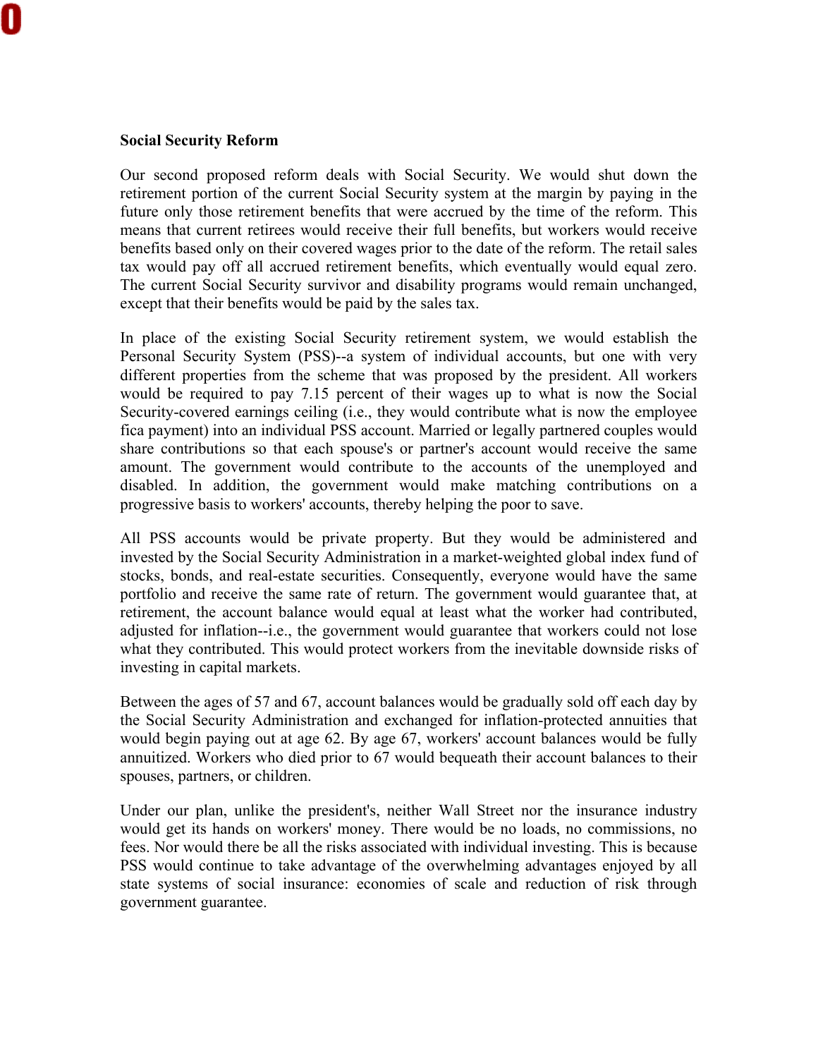**Social Security Reform**

Our second proposed reform deals with Social Security. We would shut down the retirement portion of the current Social Security system at the margin by paying in the future only those retirement benefits that were accrued by the time of the reform. This means that current retirees would receive their full benefits, but workers would receive benefits based only on their covered wages prior to the date of the reform. The retail sales tax would pay off all accrued retirement benefits, which eventually would equal zero. The current Social Security survivor and disability programs would remain unchanged, except that their benefits would be paid by the sales tax.

In place of the existing Social Security retirement system, we would establish the Personal Security System (PSS)--a system of individual accounts, but one with very different properties from the scheme that was proposed by the president. All workers would be required to pay 7.15 percent of their wages up to what is now the Social Security-covered earnings ceiling (i.e., they would contribute what is now the employee fica payment) into an individual PSS account. Married or legally partnered couples would share contributions so that each spouse's or partner's account would receive the same amount. The government would contribute to the accounts of the unemployed and disabled. In addition, the government would make matching contributions on a progressive basis to workers' accounts, thereby helping the poor to save.

All PSS accounts would be private property. But they would be administered and invested by the Social Security Administration in a market-weighted global index fund of stocks, bonds, and real-estate securities. Consequently, everyone would have the same portfolio and receive the same rate of return. The government would guarantee that, at retirement, the account balance would equal at least what the worker had contributed, adjusted for inflation--i.e., the government would guarantee that workers could not lose what they contributed. This would protect workers from the inevitable downside risks of investing in capital markets.

Between the ages of 57 and 67, account balances would be gradually sold off each day by the Social Security Administration and exchanged for inflation-protected annuities that would begin paying out at age 62. By age 67, workers' account balances would be fully annuitized. Workers who died prior to 67 would bequeath their account balances to their spouses, partners, or children.

Under our plan, unlike the president's, neither Wall Street nor the insurance industry would get its hands on workers' money. There would be no loads, no commissions, no fees. Nor would there be all the risks associated with individual investing. This is because PSS would continue to take advantage of the overwhelming advantages enjoyed by all state systems of social insurance: economies of scale and reduction of risk through government guarantee.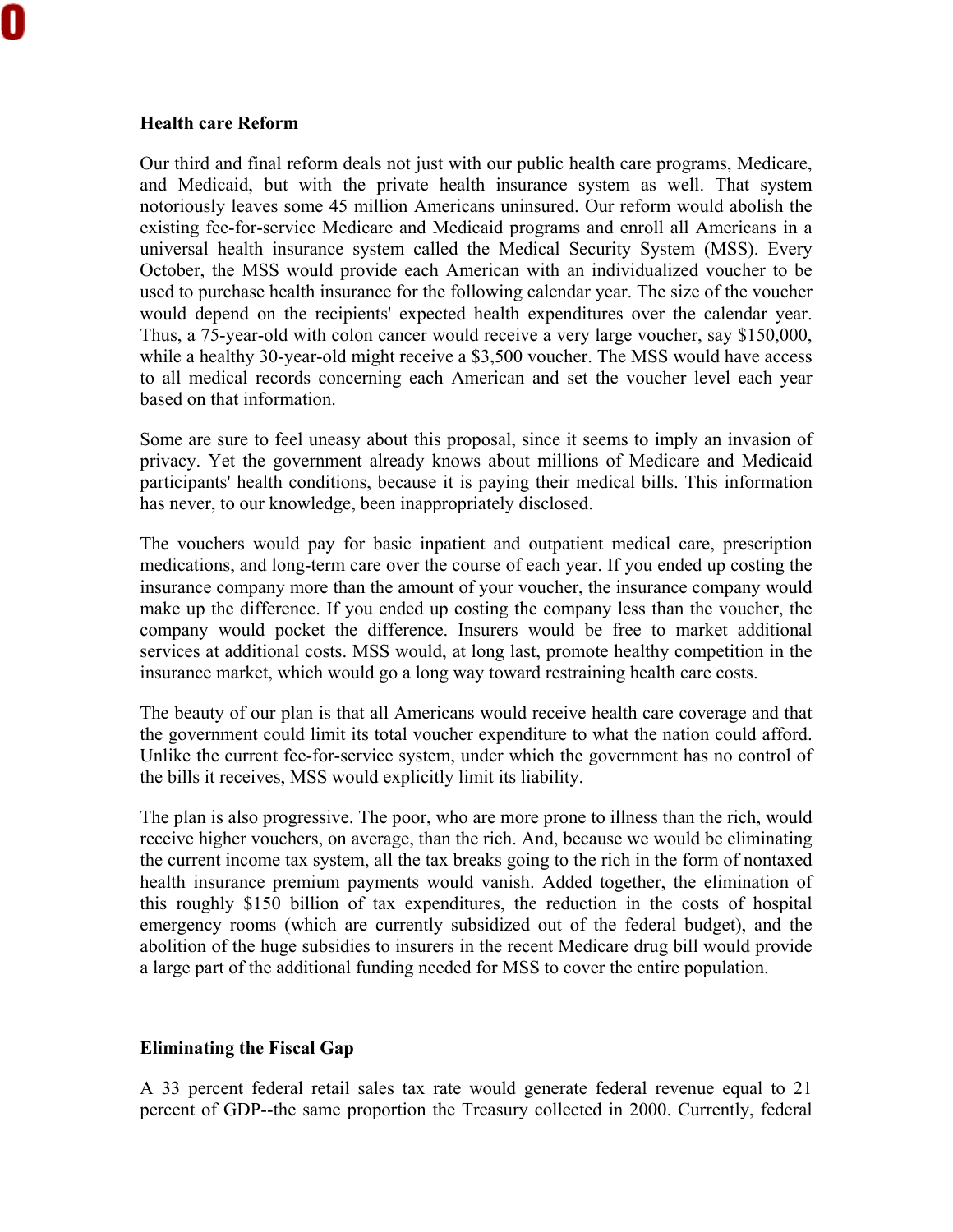**Health care Reform**

Our third and final reform deals not just with our public health care programs, Medicare, and Medicaid, but with the private health insurance system as well. That system notoriously leaves some 45 million Americans uninsured. Our reform would abolish the existing fee-for-service Medicare and Medicaid programs and enroll all Americans in a universal health insurance system called the Medical Security System (MSS). Every October, the MSS would provide each American with an individualized voucher to be used to purchase health insurance for the following calendar year. The size of the voucher would depend on the recipients' expected health expenditures over the calendar year. Thus, a 75-year-old with colon cancer would receive a very large voucher, say $150,000, while a healthy 30-year-old might receive a $3,500 voucher. The MSS would have access to all medical records concerning each American and set the voucher level each year based on that information.

Some are sure to feel uneasy about this proposal, since it seems to imply an invasion of privacy. Yet the government already knows about millions of Medicare and Medicaid participants' health conditions, because it is paying their medical bills. This information has never, to our knowledge, been inappropriately disclosed.

The vouchers would pay for basic inpatient and outpatient medical care, prescription medications, and long-term care over the course of each year. If you ended up costing the insurance company more than the amount of your voucher, the insurance company would make up the difference. If you ended up costing the company less than the voucher, the company would pocket the difference. Insurers would be free to market additional services at additional costs. MSS would, at long last, promote healthy competition in the insurance market, which would go a long way toward restraining health care costs.

The beauty of our plan is that all Americans would receive health care coverage and that the government could limit its total voucher expenditure to what the nation could afford. Unlike the current fee-for-service system, under which the government has no control of the bills it receives, MSS would explicitly limit its liability.

The plan is also progressive. The poor, who are more prone to illness than the rich, would receive higher vouchers, on average, than the rich. And, because we would be eliminating the current income tax system, all the tax breaks going to the rich in the form of nontaxed health insurance premium payments would vanish. Added together, the elimination of this roughly $150 billion of tax expenditures, the reduction in the costs of hospital emergency rooms (which are currently subsidized out of the federal budget), and the abolition of the huge subsidies to insurers in the recent Medicare drug bill would provide a large part of the additional funding needed for MSS to cover the entire population.

**Eliminating the Fiscal Gap**

A 33 percent federal retail sales tax rate would generate federal revenue equal to 21 percent of GDP--the same proportion the Treasury collected in 2000. Currently, federal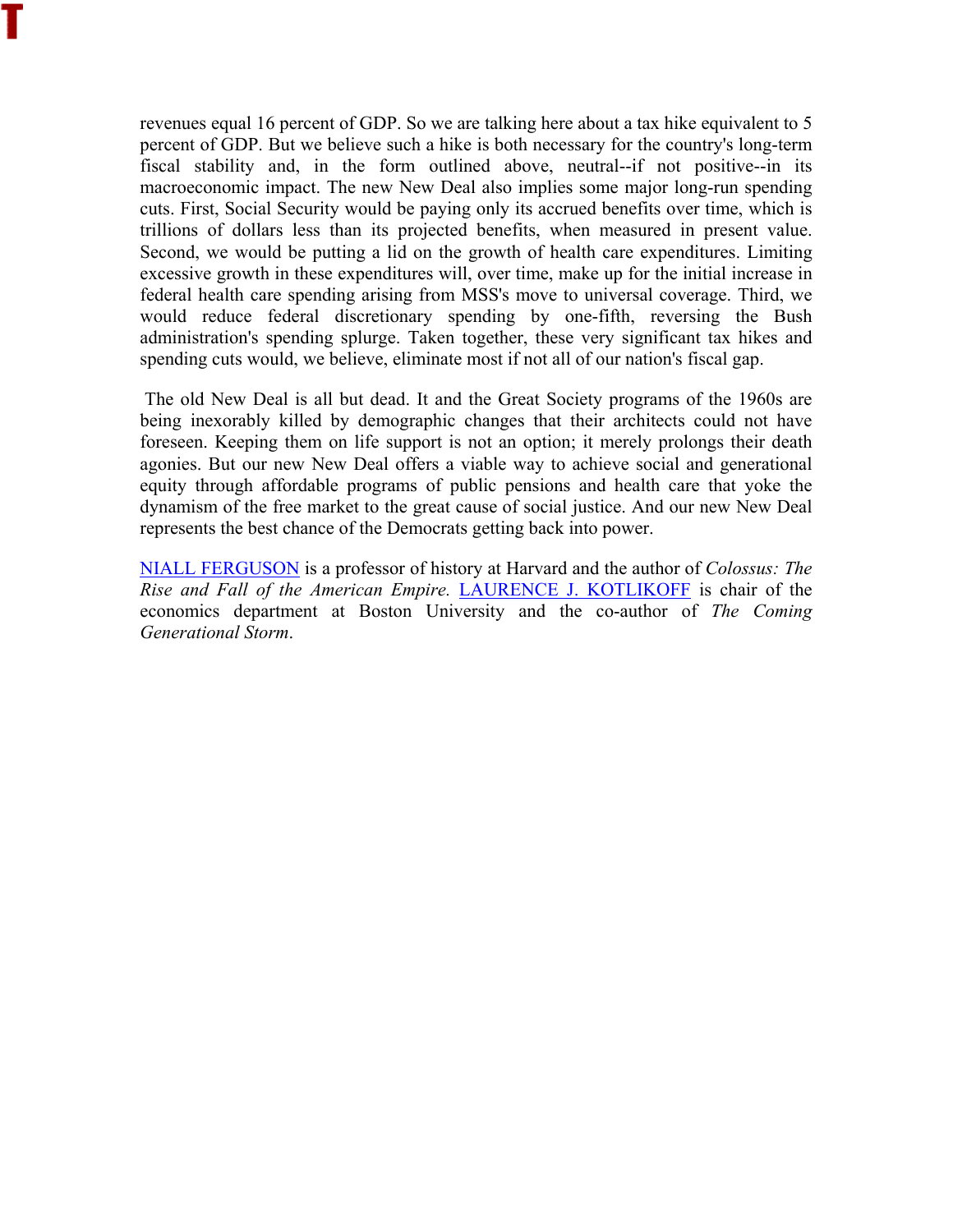revenues equal 16 percent of GDP. So we are talking here about a tax hike equivalent to 5 percent of GDP. But we believe such a hike is both necessary for the country's long-term fiscal stability and, in the form outlined above, neutral--if not positive--in its macroeconomic impact. The new New Deal also implies some major long-run spending cuts. First, Social Security would be paying only its accrued benefits over time, which is trillions of dollars less than its projected benefits, when measured in present value. Second, we would be putting a lid on the growth of health care expenditures. Limiting excessive growth in these expenditures will, over time, make up for the initial increase in federal health care spending arising from MSS's move to universal coverage. Third, we would reduce federal discretionary spending by one-fifth, reversing the Bush administration's spending splurge. Taken together, these very significant tax hikes and spending cuts would, we believe, eliminate most if not all of our nation's fiscal gap.

The old New Deal is all but dead. It and the Great Society programs of the 1960s are being inexorably killed by demographic changes that their architects could not have foreseen. Keeping them on life support is not an option; it merely prolongs their death agonies. But our new New Deal offers a viable way to achieve social and generational equity through affordable programs of public pensions and health care that yoke the dynamism of the free market to the great cause of social justice. And our new New Deal represents the best chance of the Democrats getting back into power.

NIALL FERGUSON is a professor of history at Harvard and the author of *Colossus: The Rise and Fall of the American Empire.* LAURENCE J. KOTLIKOFF is chair of the economics department at Boston University and the co-author of *The Coming Generational Storm*.